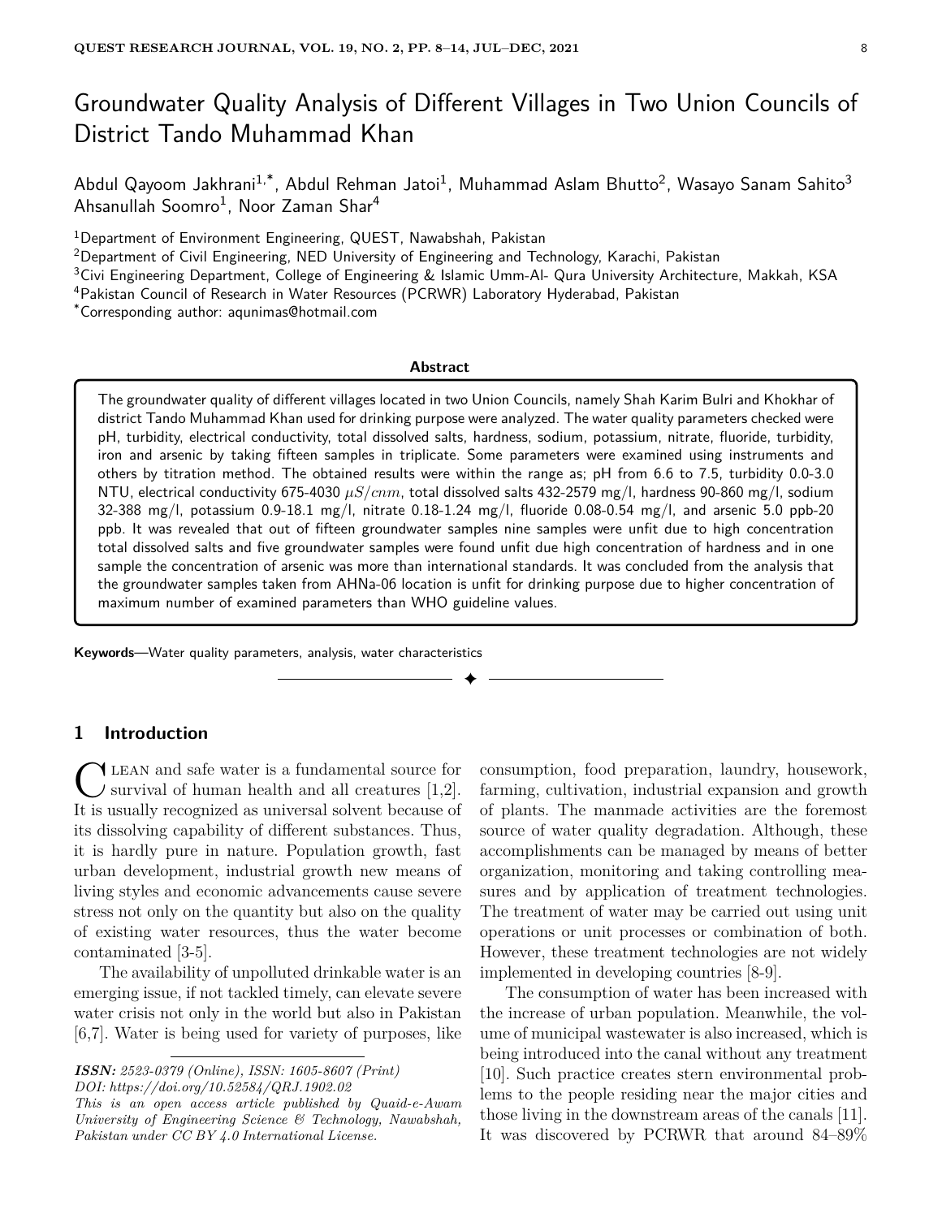# Groundwater Quality Analysis of Different Villages in Two Union Councils of District Tando Muhammad Khan

Abdul Qayoom Jakhrani[1,*], Abdul Rehman Jatoi[1], Muhammad Aslam Bhutto[2], Wasayo Sanam Sahito[3] Ahsanullah Soomro[1], Noor Zaman Shar[4]

[1]Department of Environment Engineering, QUEST, Nawabshah, Pakistan
[2]Department of Civil Engineering, NED University of Engineering and Technology, Karachi, Pakistan
[3]Civi Engineering Department, College of Engineering & Islamic Umm-Al- Qura University Architecture, Makkah, KSA
[4]Pakistan Council of Research in Water Resources (PCRWR) Laboratory Hyderabad, Pakistan
[*]Corresponding author: aqunimas@hotmail.com

**Abstract**

The groundwater quality of different villages located in two Union Councils, namely Shah Karim Bulri and Khokhar of district Tando Muhammad Khan used for drinking purpose were analyzed. The water quality parameters checked were pH, turbidity, electrical conductivity, total dissolved salts, hardness, sodium, potassium, nitrate, fluoride, turbidity, iron and arsenic by taking fifteen samples in triplicate. Some parameters were examined using instruments and others by titration method. The obtained results were within the range as; pH from 6.6 to 7.5, turbidity 0.0-3.0 NTU, electrical conductivity 675-4030 $\mu S/cnm$, total dissolved salts 432-2579 mg/l, hardness 90-860 mg/l, sodium 32-388 mg/l, potassium 0.9-18.1 mg/l, nitrate 0.18-1.24 mg/l, fluoride 0.08-0.54 mg/l, and arsenic 5.0 ppb-20 ppb. It was revealed that out of fifteen groundwater samples nine samples were unfit due to high concentration total dissolved salts and five groundwater samples were found unfit due high concentration of hardness and in one sample the concentration of arsenic was more than international standards. It was concluded from the analysis that the groundwater samples taken from AHNa-06 location is unfit for drinking purpose due to higher concentration of maximum number of examined parameters than WHO guideline values.

**Keywords**—Water quality parameters, analysis, water characteristics

## 1 Introduction

Clean and safe water is a fundamental source for survival of human health and all creatures [1,2]. It is usually recognized as universal solvent because of its dissolving capability of different substances. Thus, it is hardly pure in nature. Population growth, fast urban development, industrial growth new means of living styles and economic advancements cause severe stress not only on the quantity but also on the quality of existing water resources, thus the water become contaminated [3-5].

The availability of unpolluted drinkable water is an emerging issue, if not tackled timely, can elevate severe water crisis not only in the world but also in Pakistan [6,7]. Water is being used for variety of purposes, like consumption, food preparation, laundry, housework, farming, cultivation, industrial expansion and growth of plants. The manmade activities are the foremost source of water quality degradation. Although, these accomplishments can be managed by means of better organization, monitoring and taking controlling measures and by application of treatment technologies. The treatment of water may be carried out using unit operations or unit processes or combination of both. However, these treatment technologies are not widely implemented in developing countries [8-9].

The consumption of water has been increased with the increase of urban population. Meanwhile, the volume of municipal wastewater is also increased, which is being introduced into the canal without any treatment [10]. Such practice creates stern environmental problems to the people residing near the major cities and those living in the downstream areas of the canals [11]. It was discovered by PCRWR that around 84–89%

*ISSN: 2523-0379 (Online), ISSN: 1605-8607 (Print)*
*DOI: https://doi.org/10.52584/QRJ.1902.02*
*This is an open access article published by Quaid-e-Awam University of Engineering Science & Technology, Nawabshah, Pakistan under CC BY 4.0 International License.*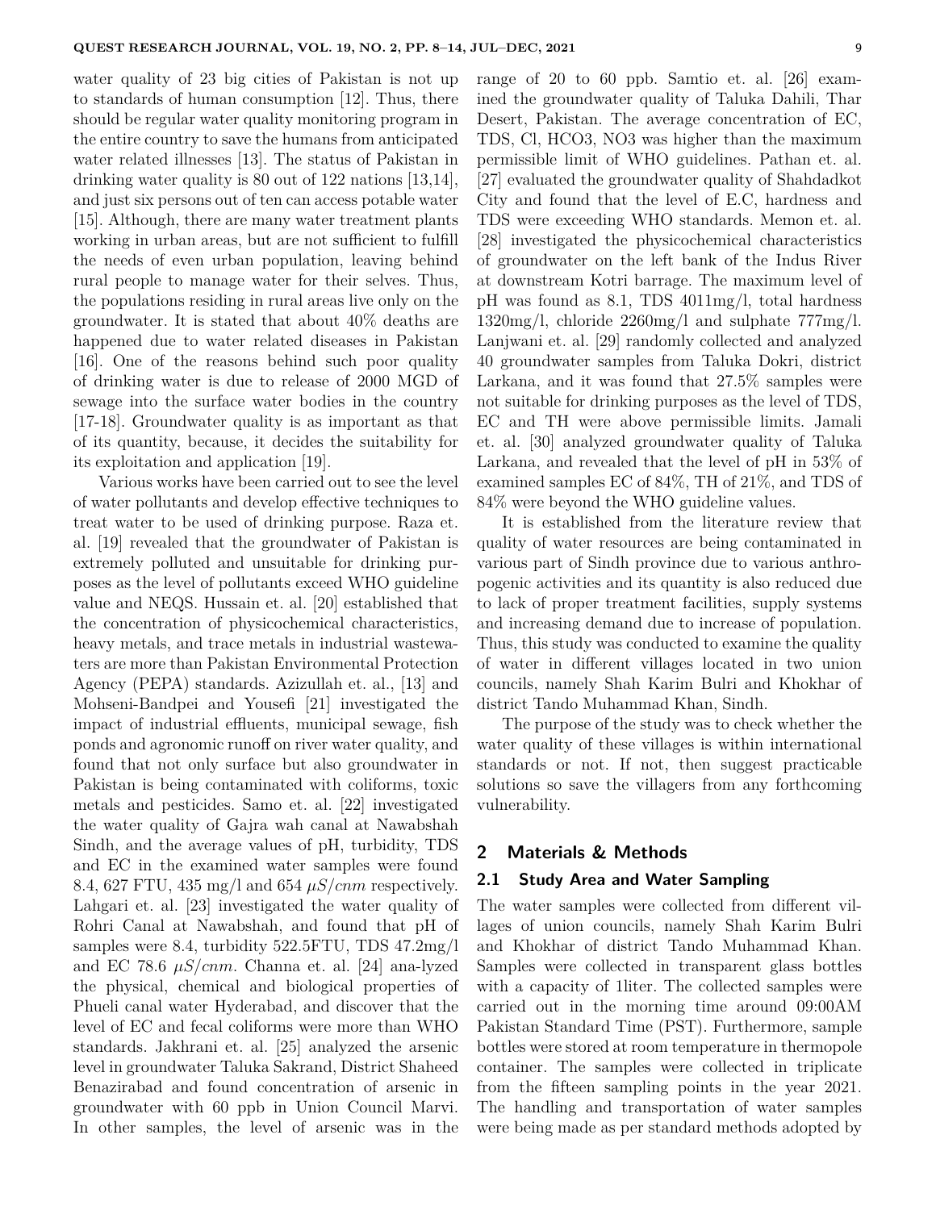water quality of 23 big cities of Pakistan is not up to standards of human consumption [12]. Thus, there should be regular water quality monitoring program in the entire country to save the humans from anticipated water related illnesses [13]. The status of Pakistan in drinking water quality is 80 out of 122 nations [13,14], and just six persons out of ten can access potable water [15]. Although, there are many water treatment plants working in urban areas, but are not sufficient to fulfill the needs of even urban population, leaving behind rural people to manage water for their selves. Thus, the populations residing in rural areas live only on the groundwater. It is stated that about 40% deaths are happened due to water related diseases in Pakistan [16]. One of the reasons behind such poor quality of drinking water is due to release of 2000 MGD of sewage into the surface water bodies in the country [17-18]. Groundwater quality is as important as that of its quantity, because, it decides the suitability for its exploitation and application [19].

Various works have been carried out to see the level of water pollutants and develop effective techniques to treat water to be used of drinking purpose. Raza et. al. [19] revealed that the groundwater of Pakistan is extremely polluted and unsuitable for drinking purposes as the level of pollutants exceed WHO guideline value and NEQS. Hussain et. al. [20] established that the concentration of physicochemical characteristics, heavy metals, and trace metals in industrial wastewaters are more than Pakistan Environmental Protection Agency (PEPA) standards. Azizullah et. al., [13] and Mohseni-Bandpei and Yousefi [21] investigated the impact of industrial effluents, municipal sewage, fish ponds and agronomic runoff on river water quality, and found that not only surface but also groundwater in Pakistan is being contaminated with coliforms, toxic metals and pesticides. Samo et. al. [22] investigated the water quality of Gajra wah canal at Nawabshah Sindh, and the average values of pH, turbidity, TDS and EC in the examined water samples were found 8.4, 627 FTU, 435 mg/l and 654 $\mu S/cnm$ respectively. Lahgari et. al. [23] investigated the water quality of Rohri Canal at Nawabshah, and found that pH of samples were 8.4, turbidity 522.5FTU, TDS 47.2mg/l and EC 78.6 $\mu S/cnm$. Channa et. al. [24] ana-lyzed the physical, chemical and biological properties of Phueli canal water Hyderabad, and discover that the level of EC and fecal coliforms were more than WHO standards. Jakhrani et. al. [25] analyzed the arsenic level in groundwater Taluka Sakrand, District Shaheed Benazirabad and found concentration of arsenic in groundwater with 60 ppb in Union Council Marvi. In other samples, the level of arsenic was in the range of 20 to 60 ppb. Samtio et. al. [26] examined the groundwater quality of Taluka Dahili, Thar Desert, Pakistan. The average concentration of EC, TDS, Cl, HCO3, NO3 was higher than the maximum permissible limit of WHO guidelines. Pathan et. al. [27] evaluated the groundwater quality of Shahdadkot City and found that the level of E.C, hardness and TDS were exceeding WHO standards. Memon et. al. [28] investigated the physicochemical characteristics of groundwater on the left bank of the Indus River at downstream Kotri barrage. The maximum level of pH was found as 8.1, TDS 4011mg/l, total hardness 1320mg/l, chloride 2260mg/l and sulphate 777mg/l. Lanjwani et. al. [29] randomly collected and analyzed 40 groundwater samples from Taluka Dokri, district Larkana, and it was found that 27.5% samples were not suitable for drinking purposes as the level of TDS, EC and TH were above permissible limits. Jamali et. al. [30] analyzed groundwater quality of Taluka Larkana, and revealed that the level of pH in 53% of examined samples EC of 84%, TH of 21%, and TDS of 84% were beyond the WHO guideline values.

It is established from the literature review that quality of water resources are being contaminated in various part of Sindh province due to various anthropogenic activities and its quantity is also reduced due to lack of proper treatment facilities, supply systems and increasing demand due to increase of population. Thus, this study was conducted to examine the quality of water in different villages located in two union councils, namely Shah Karim Bulri and Khokhar of district Tando Muhammad Khan, Sindh.

The purpose of the study was to check whether the water quality of these villages is within international standards or not. If not, then suggest practicable solutions so save the villagers from any forthcoming vulnerability.

## 2 Materials & Methods

### 2.1 Study Area and Water Sampling

The water samples were collected from different villages of union councils, namely Shah Karim Bulri and Khokhar of district Tando Muhammad Khan. Samples were collected in transparent glass bottles with a capacity of 1liter. The collected samples were carried out in the morning time around 09:00AM Pakistan Standard Time (PST). Furthermore, sample bottles were stored at room temperature in thermopole container. The samples were collected in triplicate from the fifteen sampling points in the year 2021. The handling and transportation of water samples were being made as per standard methods adopted by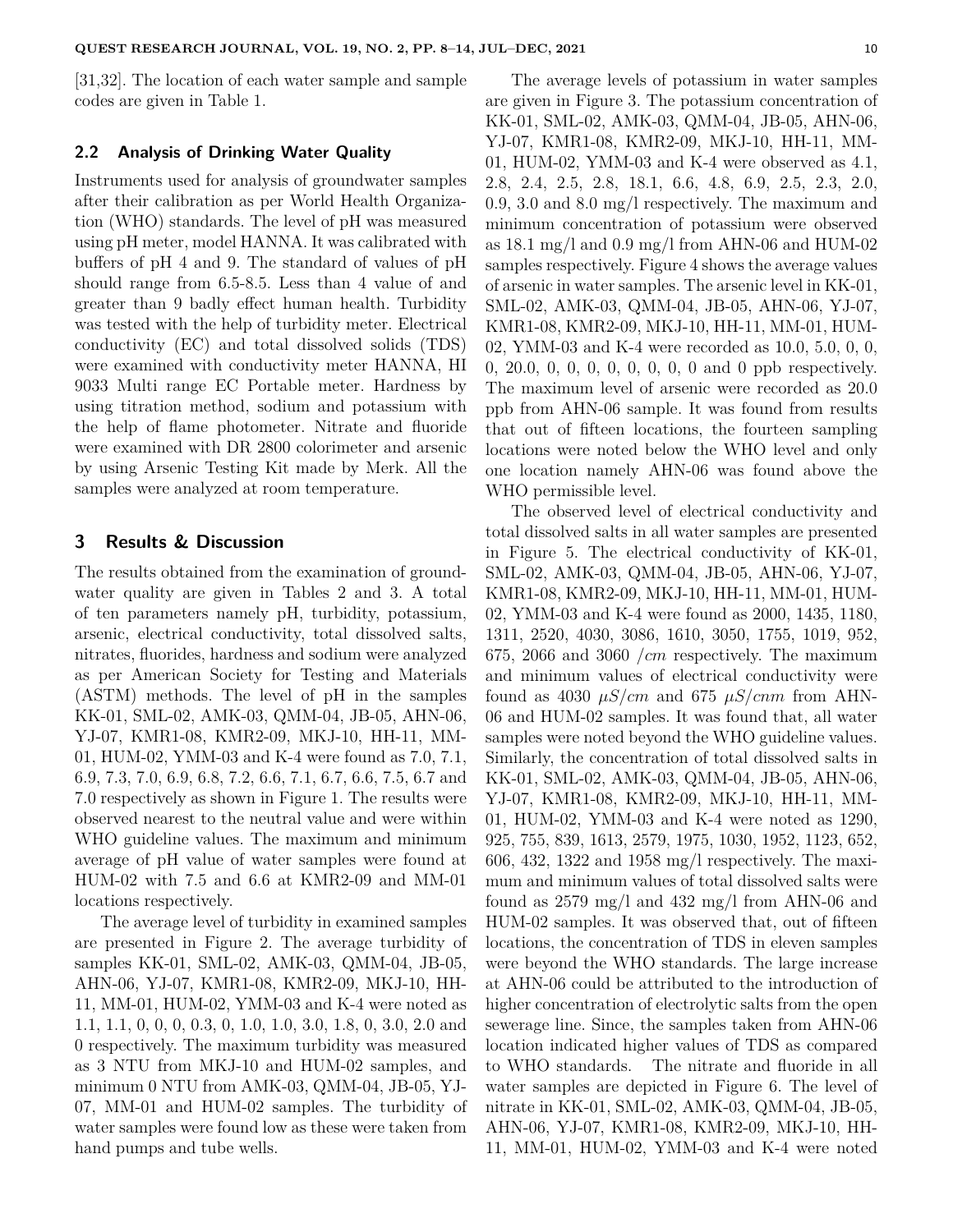[31,32]. The location of each water sample and sample codes are given in Table 1.

### 2.2 Analysis of Drinking Water Quality

Instruments used for analysis of groundwater samples after their calibration as per World Health Organization (WHO) standards. The level of pH was measured using pH meter, model HANNA. It was calibrated with buffers of pH 4 and 9. The standard of values of pH should range from 6.5-8.5. Less than 4 value of and greater than 9 badly effect human health. Turbidity was tested with the help of turbidity meter. Electrical conductivity (EC) and total dissolved solids (TDS) were examined with conductivity meter HANNA, HI 9033 Multi range EC Portable meter. Hardness by using titration method, sodium and potassium with the help of flame photometer. Nitrate and fluoride were examined with DR 2800 colorimeter and arsenic by using Arsenic Testing Kit made by Merk. All the samples were analyzed at room temperature.

## 3 Results & Discussion

The results obtained from the examination of groundwater quality are given in Tables 2 and 3. A total of ten parameters namely pH, turbidity, potassium, arsenic, electrical conductivity, total dissolved salts, nitrates, fluorides, hardness and sodium were analyzed as per American Society for Testing and Materials (ASTM) methods. The level of pH in the samples KK-01, SML-02, AMK-03, QMM-04, JB-05, AHN-06, YJ-07, KMR1-08, KMR2-09, MKJ-10, HH-11, MM-01, HUM-02, YMM-03 and K-4 were found as 7.0, 7.1, 6.9, 7.3, 7.0, 6.9, 6.8, 7.2, 6.6, 7.1, 6.7, 6.6, 7.5, 6.7 and 7.0 respectively as shown in Figure 1. The results were observed nearest to the neutral value and were within WHO guideline values. The maximum and minimum average of pH value of water samples were found at HUM-02 with 7.5 and 6.6 at KMR2-09 and MM-01 locations respectively.

The average level of turbidity in examined samples are presented in Figure 2. The average turbidity of samples KK-01, SML-02, AMK-03, QMM-04, JB-05, AHN-06, YJ-07, KMR1-08, KMR2-09, MKJ-10, HH-11, MM-01, HUM-02, YMM-03 and K-4 were noted as 1.1, 1.1, 0, 0, 0, 0.3, 0, 1.0, 1.0, 3.0, 1.8, 0, 3.0, 2.0 and 0 respectively. The maximum turbidity was measured as 3 NTU from MKJ-10 and HUM-02 samples, and minimum 0 NTU from AMK-03, QMM-04, JB-05, YJ-07, MM-01 and HUM-02 samples. The turbidity of water samples were found low as these were taken from hand pumps and tube wells.

The average levels of potassium in water samples are given in Figure 3. The potassium concentration of KK-01, SML-02, AMK-03, QMM-04, JB-05, AHN-06, YJ-07, KMR1-08, KMR2-09, MKJ-10, HH-11, MM-01, HUM-02, YMM-03 and K-4 were observed as 4.1, 2.8, 2.4, 2.5, 2.8, 18.1, 6.6, 4.8, 6.9, 2.5, 2.3, 2.0, 0.9, 3.0 and 8.0 mg/l respectively. The maximum and minimum concentration of potassium were observed as 18.1 mg/l and 0.9 mg/l from AHN-06 and HUM-02 samples respectively. Figure 4 shows the average values of arsenic in water samples. The arsenic level in KK-01, SML-02, AMK-03, QMM-04, JB-05, AHN-06, YJ-07, KMR1-08, KMR2-09, MKJ-10, HH-11, MM-01, HUM-02, YMM-03 and K-4 were recorded as 10.0, 5.0, 0, 0, 0, 20.0, 0, 0, 0, 0, 0, 0, 0, 0 and 0 ppb respectively. The maximum level of arsenic were recorded as 20.0 ppb from AHN-06 sample. It was found from results that out of fifteen locations, the fourteen sampling locations were noted below the WHO level and only one location namely AHN-06 was found above the WHO permissible level.

The observed level of electrical conductivity and total dissolved salts in all water samples are presented in Figure 5. The electrical conductivity of KK-01, SML-02, AMK-03, QMM-04, JB-05, AHN-06, YJ-07, KMR1-08, KMR2-09, MKJ-10, HH-11, MM-01, HUM-02, YMM-03 and K-4 were found as 2000, 1435, 1180, 1311, 2520, 4030, 3086, 1610, 3050, 1755, 1019, 952, 675, 2066 and 3060 $/cm$ respectively. The maximum and minimum values of electrical conductivity were found as 4030 $\mu S/cm$ and 675 $\mu S/cnm$ from AHN-06 and HUM-02 samples. It was found that, all water samples were noted beyond the WHO guideline values. Similarly, the concentration of total dissolved salts in KK-01, SML-02, AMK-03, QMM-04, JB-05, AHN-06, YJ-07, KMR1-08, KMR2-09, MKJ-10, HH-11, MM-01, HUM-02, YMM-03 and K-4 were noted as 1290, 925, 755, 839, 1613, 2579, 1975, 1030, 1952, 1123, 652, 606, 432, 1322 and 1958 mg/l respectively. The maximum and minimum values of total dissolved salts were found as 2579 mg/l and 432 mg/l from AHN-06 and HUM-02 samples. It was observed that, out of fifteen locations, the concentration of TDS in eleven samples were beyond the WHO standards. The large increase at AHN-06 could be attributed to the introduction of higher concentration of electrolytic salts from the open sewerage line. Since, the samples taken from AHN-06 location indicated higher values of TDS as compared to WHO standards. The nitrate and fluoride in all water samples are depicted in Figure 6. The level of nitrate in KK-01, SML-02, AMK-03, QMM-04, JB-05, AHN-06, YJ-07, KMR1-08, KMR2-09, MKJ-10, HH-11, MM-01, HUM-02, YMM-03 and K-4 were noted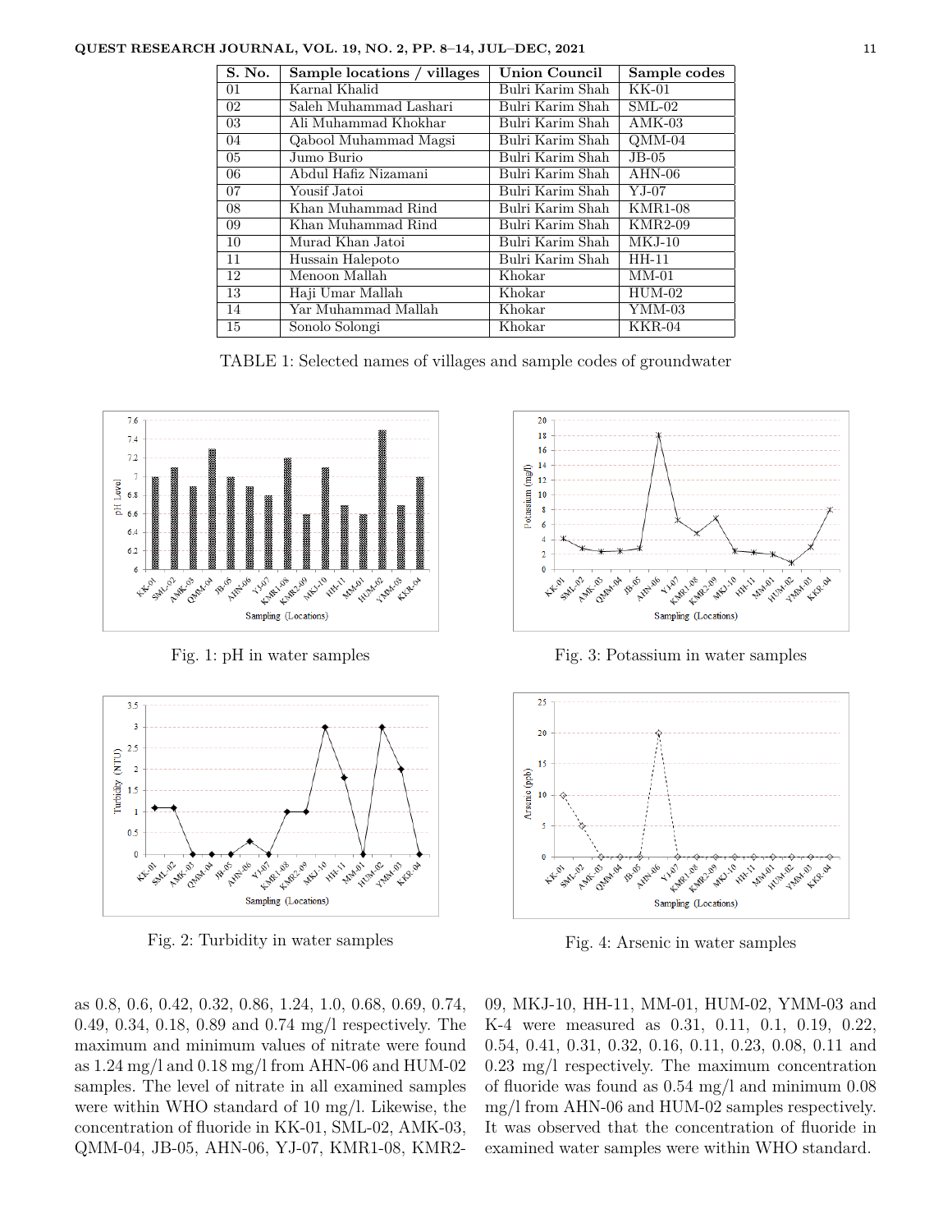| S. No. | Sample locations / villages | Union Council | Sample codes |
|---|---|---|---|
| 01 | Karnal Khalid | Bulri Karim Shah | KK-01 |
| 02 | Saleh Muhammad Lashari | Bulri Karim Shah | SML-02 |
| 03 | Ali Muhammad Khokhar | Bulri Karim Shah | AMK-03 |
| 04 | Qabool Muhammad Magsi | Bulri Karim Shah | QMM-04 |
| 05 | Jumo Burio | Bulri Karim Shah | JB-05 |
| 06 | Abdul Hafiz Nizamani | Bulri Karim Shah | AHN-06 |
| 07 | Yousif Jatoi | Bulri Karim Shah | YJ-07 |
| 08 | Khan Muhammad Rind | Bulri Karim Shah | KMR1-08 |
| 09 | Khan Muhammad Rind | Bulri Karim Shah | KMR2-09 |
| 10 | Murad Khan Jatoi | Bulri Karim Shah | MKJ-10 |
| 11 | Hussain Halepoto | Bulri Karim Shah | HH-11 |
| 12 | Menoon Mallah | Khokar | MM-01 |
| 13 | Haji Umar Mallah | Khokar | HUM-02 |
| 14 | Yar Muhammad Mallah | Khokar | YMM-03 |
| 15 | Sonolo Solongi | Khokar | KKR-04 |

TABLE 1: Selected names of villages and sample codes of groundwater

Fig. 1: pH in water samples

Fig. 3: Potassium in water samples

Fig. 2: Turbidity in water samples

Fig. 4: Arsenic in water samples

as 0.8, 0.6, 0.42, 0.32, 0.86, 1.24, 1.0, 0.68, 0.69, 0.74, 0.49, 0.34, 0.18, 0.89 and 0.74 mg/l respectively. The maximum and minimum values of nitrate were found as 1.24 mg/l and 0.18 mg/l from AHN-06 and HUM-02 samples. The level of nitrate in all examined samples were within WHO standard of 10 mg/l. Likewise, the concentration of fluoride in KK-01, SML-02, AMK-03, QMM-04, JB-05, AHN-06, YJ-07, KMR1-08, KMR2-09, MKJ-10, HH-11, MM-01, HUM-02, YMM-03 and K-4 were measured as 0.31, 0.11, 0.1, 0.19, 0.22, 0.54, 0.41, 0.31, 0.32, 0.16, 0.11, 0.23, 0.08, 0.11 and 0.23 mg/l respectively. The maximum concentration of fluoride was found as 0.54 mg/l and minimum 0.08 mg/l from AHN-06 and HUM-02 samples respectively. It was observed that the concentration of fluoride in examined water samples were within WHO standard.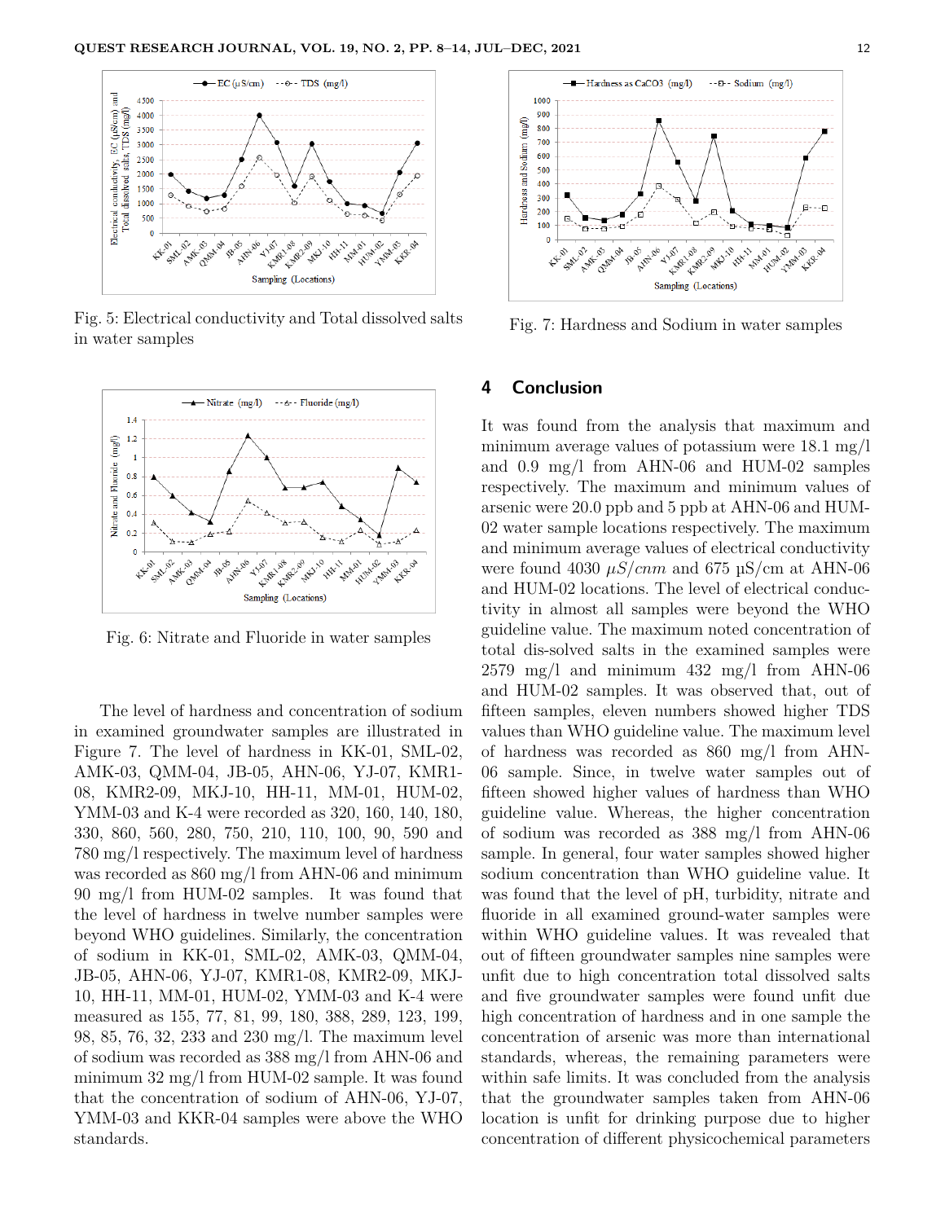Fig. 5: Electrical conductivity and Total dissolved salts in water samples

Fig. 6: Nitrate and Fluoride in water samples

The level of hardness and concentration of sodium in examined groundwater samples are illustrated in Figure 7. The level of hardness in KK-01, SML-02, AMK-03, QMM-04, JB-05, AHN-06, YJ-07, KMR1-08, KMR2-09, MKJ-10, HH-11, MM-01, HUM-02, YMM-03 and K-4 were recorded as 320, 160, 140, 180, 330, 860, 560, 280, 750, 210, 110, 100, 90, 590 and 780 mg/l respectively. The maximum level of hardness was recorded as 860 mg/l from AHN-06 and minimum 90 mg/l from HUM-02 samples. It was found that the level of hardness in twelve number samples were beyond WHO guidelines. Similarly, the concentration of sodium in KK-01, SML-02, AMK-03, QMM-04, JB-05, AHN-06, YJ-07, KMR1-08, KMR2-09, MKJ-10, HH-11, MM-01, HUM-02, YMM-03 and K-4 were measured as 155, 77, 81, 99, 180, 388, 289, 123, 199, 98, 85, 76, 32, 233 and 230 mg/l. The maximum level of sodium was recorded as 388 mg/l from AHN-06 and minimum 32 mg/l from HUM-02 sample. It was found that the concentration of sodium of AHN-06, YJ-07, YMM-03 and KKR-04 samples were above the WHO standards.

Fig. 7: Hardness and Sodium in water samples

## 4 Conclusion

It was found from the analysis that maximum and minimum average values of potassium were 18.1 mg/l and 0.9 mg/l from AHN-06 and HUM-02 samples respectively. The maximum and minimum values of arsenic were 20.0 ppb and 5 ppb at AHN-06 and HUM-02 water sample locations respectively. The maximum and minimum average values of electrical conductivity were found 4030 $\mu S/cnm$ and 675 µS/cm at AHN-06 and HUM-02 locations. The level of electrical conductivity in almost all samples were beyond the WHO guideline value. The maximum noted concentration of total dis-solved salts in the examined samples were 2579 mg/l and minimum 432 mg/l from AHN-06 and HUM-02 samples. It was observed that, out of fifteen samples, eleven numbers showed higher TDS values than WHO guideline value. The maximum level of hardness was recorded as 860 mg/l from AHN-06 sample. Since, in twelve water samples out of fifteen showed higher values of hardness than WHO guideline value. Whereas, the higher concentration of sodium was recorded as 388 mg/l from AHN-06 sample. In general, four water samples showed higher sodium concentration than WHO guideline value. It was found that the level of pH, turbidity, nitrate and fluoride in all examined ground-water samples were within WHO guideline values. It was revealed that out of fifteen groundwater samples nine samples were unfit due to high concentration total dissolved salts and five groundwater samples were found unfit due high concentration of hardness and in one sample the concentration of arsenic was more than international standards, whereas, the remaining parameters were within safe limits. It was concluded from the analysis that the groundwater samples taken from AHN-06 location is unfit for drinking purpose due to higher concentration of different physicochemical parameters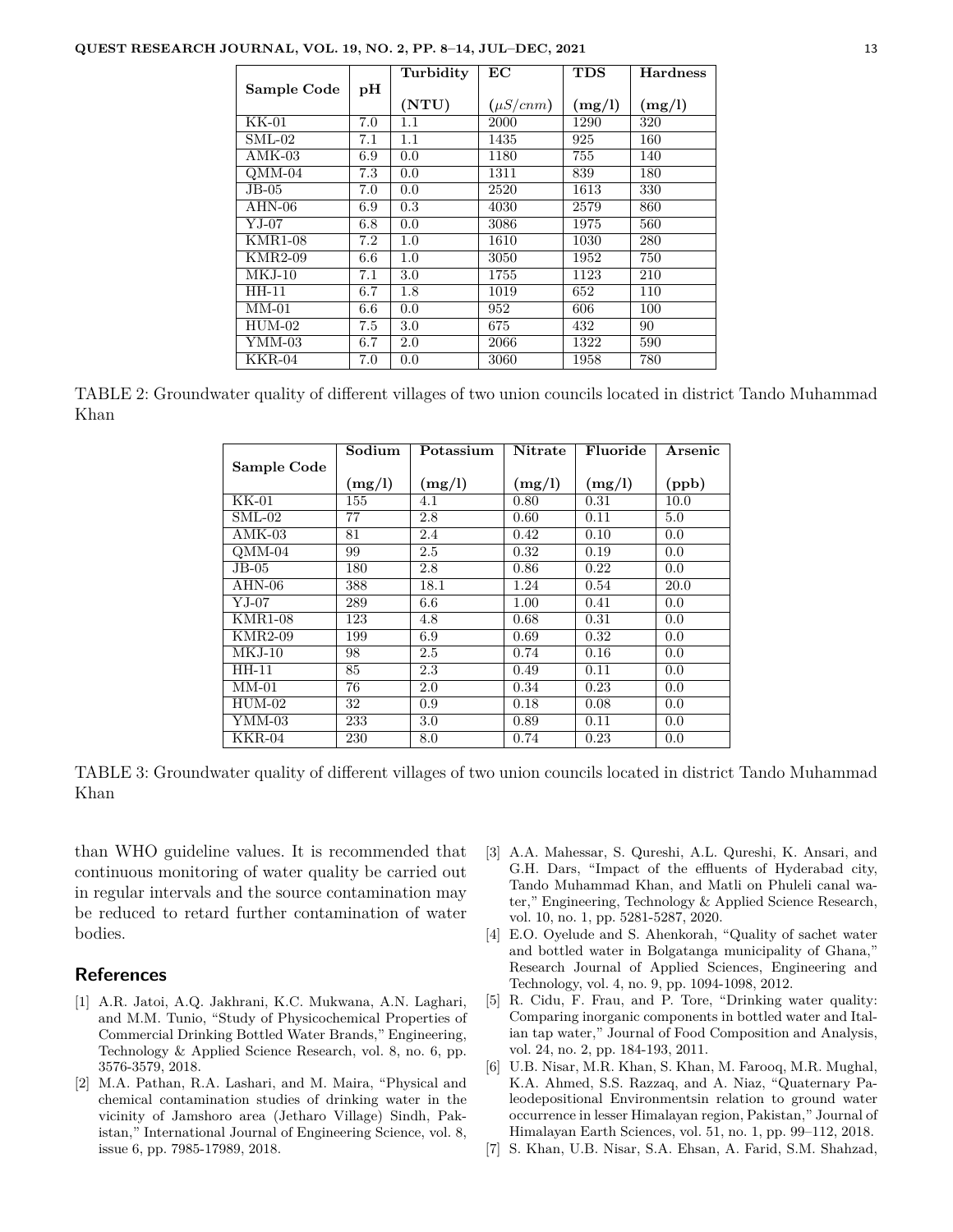| Sample Code | pH | Turbidity (NTU) | EC ($\mu S/cnm$) | TDS (mg/l) | Hardness (mg/l) |
|---|---|---|---|---|---|
| KK-01 | 7.0 | 1.1 | 2000 | 1290 | 320 |
| SML-02 | 7.1 | 1.1 | 1435 | 925 | 160 |
| AMK-03 | 6.9 | 0.0 | 1180 | 755 | 140 |
| QMM-04 | 7.3 | 0.0 | 1311 | 839 | 180 |
| JB-05 | 7.0 | 0.0 | 2520 | 1613 | 330 |
| AHN-06 | 6.9 | 0.3 | 4030 | 2579 | 860 |
| YJ-07 | 6.8 | 0.0 | 3086 | 1975 | 560 |
| KMR1-08 | 7.2 | 1.0 | 1610 | 1030 | 280 |
| KMR2-09 | 6.6 | 1.0 | 3050 | 1952 | 750 |
| MKJ-10 | 7.1 | 3.0 | 1755 | 1123 | 210 |
| HH-11 | 6.7 | 1.8 | 1019 | 652 | 110 |
| MM-01 | 6.6 | 0.0 | 952 | 606 | 100 |
| HUM-02 | 7.5 | 3.0 | 675 | 432 | 90 |
| YMM-03 | 6.7 | 2.0 | 2066 | 1322 | 590 |
| KKR-04 | 7.0 | 0.0 | 3060 | 1958 | 780 |

TABLE 2: Groundwater quality of different villages of two union councils located in district Tando Muhammad Khan

| Sample Code | Sodium (mg/l) | Potassium (mg/l) | Nitrate (mg/l) | Fluoride (mg/l) | Arsenic (ppb) |
|---|---|---|---|---|---|
| KK-01 | 155 | 4.1 | 0.80 | 0.31 | 10.0 |
| SML-02 | 77 | 2.8 | 0.60 | 0.11 | 5.0 |
| AMK-03 | 81 | 2.4 | 0.42 | 0.10 | 0.0 |
| QMM-04 | 99 | 2.5 | 0.32 | 0.19 | 0.0 |
| JB-05 | 180 | 2.8 | 0.86 | 0.22 | 0.0 |
| AHN-06 | 388 | 18.1 | 1.24 | 0.54 | 20.0 |
| YJ-07 | 289 | 6.6 | 1.00 | 0.41 | 0.0 |
| KMR1-08 | 123 | 4.8 | 0.68 | 0.31 | 0.0 |
| KMR2-09 | 199 | 6.9 | 0.69 | 0.32 | 0.0 |
| MKJ-10 | 98 | 2.5 | 0.74 | 0.16 | 0.0 |
| HH-11 | 85 | 2.3 | 0.49 | 0.11 | 0.0 |
| MM-01 | 76 | 2.0 | 0.34 | 0.23 | 0.0 |
| HUM-02 | 32 | 0.9 | 0.18 | 0.08 | 0.0 |
| YMM-03 | 233 | 3.0 | 0.89 | 0.11 | 0.0 |
| KKR-04 | 230 | 8.0 | 0.74 | 0.23 | 0.0 |

TABLE 3: Groundwater quality of different villages of two union councils located in district Tando Muhammad Khan

than WHO guideline values. It is recommended that continuous monitoring of water quality be carried out in regular intervals and the source contamination may be reduced to retard further contamination of water bodies.

## References

[1] A.R. Jatoi, A.Q. Jakhrani, K.C. Mukwana, A.N. Laghari, and M.M. Tunio, "Study of Physicochemical Properties of Commercial Drinking Bottled Water Brands," Engineering, Technology & Applied Science Research, vol. 8, no. 6, pp. 3576-3579, 2018.

[2] M.A. Pathan, R.A. Lashari, and M. Maira, "Physical and chemical contamination studies of drinking water in the vicinity of Jamshoro area (Jetharo Village) Sindh, Pakistan," International Journal of Engineering Science, vol. 8, issue 6, pp. 7985-17989, 2018.

[3] A.A. Mahessar, S. Qureshi, A.L. Qureshi, K. Ansari, and G.H. Dars, "Impact of the effluents of Hyderabad city, Tando Muhammad Khan, and Matli on Phuleli canal water," Engineering, Technology & Applied Science Research, vol. 10, no. 1, pp. 5281-5287, 2020.

[4] E.O. Oyelude and S. Ahenkorah, "Quality of sachet water and bottled water in Bolgatanga municipality of Ghana," Research Journal of Applied Sciences, Engineering and Technology, vol. 4, no. 9, pp. 1094-1098, 2012.

[5] R. Cidu, F. Frau, and P. Tore, "Drinking water quality: Comparing inorganic components in bottled water and Italian tap water," Journal of Food Composition and Analysis, vol. 24, no. 2, pp. 184-193, 2011.

[6] U.B. Nisar, M.R. Khan, S. Khan, M. Farooq, M.R. Mughal, K.A. Ahmed, S.S. Razzaq, and A. Niaz, "Quaternary Paleodepositional Environmentsin relation to ground water occurrence in lesser Himalayan region, Pakistan," Journal of Himalayan Earth Sciences, vol. 51, no. 1, pp. 99–112, 2018.

[7] S. Khan, U.B. Nisar, S.A. Ehsan, A. Farid, S.M. Shahzad,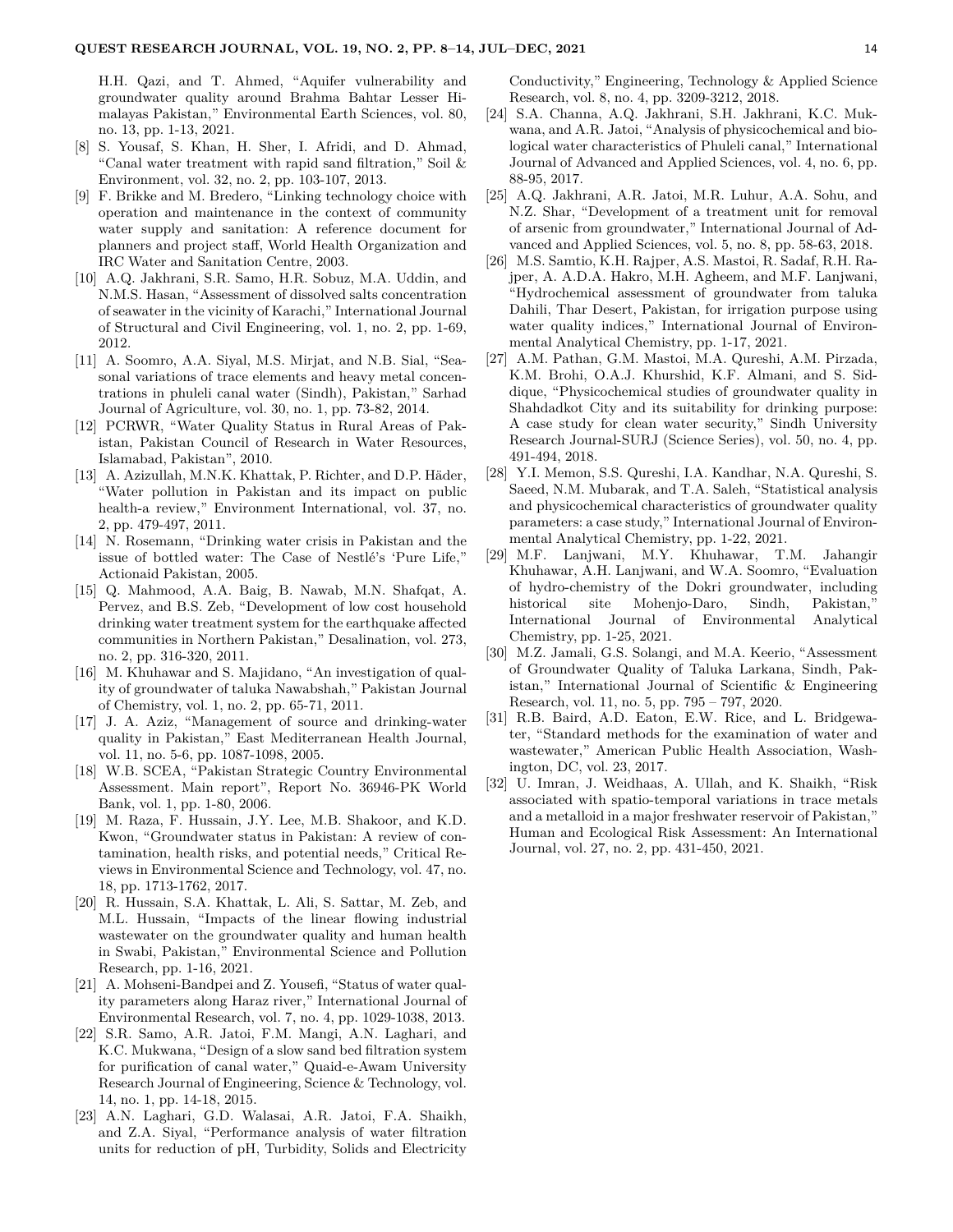H.H. Qazi, and T. Ahmed, "Aquifer vulnerability and groundwater quality around Brahma Bahtar Lesser Himalayas Pakistan," Environmental Earth Sciences, vol. 80, no. 13, pp. 1-13, 2021.

[8] S. Yousaf, S. Khan, H. Sher, I. Afridi, and D. Ahmad, "Canal water treatment with rapid sand filtration," Soil & Environment, vol. 32, no. 2, pp. 103-107, 2013.

[9] F. Brikke and M. Bredero, "Linking technology choice with operation and maintenance in the context of community water supply and sanitation: A reference document for planners and project staff, World Health Organization and IRC Water and Sanitation Centre, 2003.

[10] A.Q. Jakhrani, S.R. Samo, H.R. Sobuz, M.A. Uddin, and N.M.S. Hasan, "Assessment of dissolved salts concentration of seawater in the vicinity of Karachi," International Journal of Structural and Civil Engineering, vol. 1, no. 2, pp. 1-69, 2012.

[11] A. Soomro, A.A. Siyal, M.S. Mirjat, and N.B. Sial, "Seasonal variations of trace elements and heavy metal concentrations in phuleli canal water (Sindh), Pakistan," Sarhad Journal of Agriculture, vol. 30, no. 1, pp. 73-82, 2014.

[12] PCRWR, "Water Quality Status in Rural Areas of Pakistan, Pakistan Council of Research in Water Resources, Islamabad, Pakistan", 2010.

[13] A. Azizullah, M.N.K. Khattak, P. Richter, and D.P. Häder, "Water pollution in Pakistan and its impact on public health-a review," Environment International, vol. 37, no. 2, pp. 479-497, 2011.

[14] N. Rosemann, "Drinking water crisis in Pakistan and the issue of bottled water: The Case of Nestlé's 'Pure Life,'" Actionaid Pakistan, 2005.

[15] Q. Mahmood, A.A. Baig, B. Nawab, M.N. Shafqat, A. Pervez, and B.S. Zeb, "Development of low cost household drinking water treatment system for the earthquake affected communities in Northern Pakistan," Desalination, vol. 273, no. 2, pp. 316-320, 2011.

[16] M. Khuhawar and S. Majidano, "An investigation of quality of groundwater of taluka Nawabshah," Pakistan Journal of Chemistry, vol. 1, no. 2, pp. 65-71, 2011.

[17] J. A. Aziz, "Management of source and drinking-water quality in Pakistan," East Mediterranean Health Journal, vol. 11, no. 5-6, pp. 1087-1098, 2005.

[18] W.B. SCEA, "Pakistan Strategic Country Environmental Assessment. Main report", Report No. 36946-PK World Bank, vol. 1, pp. 1-80, 2006.

[19] M. Raza, F. Hussain, J.Y. Lee, M.B. Shakoor, and K.D. Kwon, "Groundwater status in Pakistan: A review of contamination, health risks, and potential needs," Critical Reviews in Environmental Science and Technology, vol. 47, no. 18, pp. 1713-1762, 2017.

[20] R. Hussain, S.A. Khattak, L. Ali, S. Sattar, M. Zeb, and M.L. Hussain, "Impacts of the linear flowing industrial wastewater on the groundwater quality and human health in Swabi, Pakistan," Environmental Science and Pollution Research, pp. 1-16, 2021.

[21] A. Mohseni-Bandpei and Z. Yousefi, "Status of water quality parameters along Haraz river," International Journal of Environmental Research, vol. 7, no. 4, pp. 1029-1038, 2013.

[22] S.R. Samo, A.R. Jatoi, F.M. Mangi, A.N. Laghari, and K.C. Mukwana, "Design of a slow sand bed filtration system for purification of canal water," Quaid-e-Awam University Research Journal of Engineering, Science & Technology, vol. 14, no. 1, pp. 14-18, 2015.

[23] A.N. Laghari, G.D. Walasai, A.R. Jatoi, F.A. Shaikh, and Z.A. Siyal, "Performance analysis of water filtration units for reduction of pH, Turbidity, Solids and Electricity Conductivity," Engineering, Technology & Applied Science Research, vol. 8, no. 4, pp. 3209-3212, 2018.

[24] S.A. Channa, A.Q. Jakhrani, S.H. Jakhrani, K.C. Mukwana, and A.R. Jatoi, "Analysis of physicochemical and biological water characteristics of Phuleli canal," International Journal of Advanced and Applied Sciences, vol. 4, no. 6, pp. 88-95, 2017.

[25] A.Q. Jakhrani, A.R. Jatoi, M.R. Luhur, A.A. Sohu, and N.Z. Shar, "Development of a treatment unit for removal of arsenic from groundwater," International Journal of Advanced and Applied Sciences, vol. 5, no. 8, pp. 58-63, 2018.

[26] M.S. Samtio, K.H. Rajper, A.S. Mastoi, R. Sadaf, R.H. Rajper, A. A.D.A. Hakro, M.H. Agheem, and M.F. Lanjwani, "Hydrochemical assessment of groundwater from taluka Dahili, Thar Desert, Pakistan, for irrigation purpose using water quality indices," International Journal of Environmental Analytical Chemistry, pp. 1-17, 2021.

[27] A.M. Pathan, G.M. Mastoi, M.A. Qureshi, A.M. Pirzada, K.M. Brohi, O.A.J. Khurshid, K.F. Almani, and S. Siddique, "Physicochemical studies of groundwater quality in Shahdadkot City and its suitability for drinking purpose: A case study for clean water security," Sindh University Research Journal-SURJ (Science Series), vol. 50, no. 4, pp. 491-494, 2018.

[28] Y.I. Memon, S.S. Qureshi, I.A. Kandhar, N.A. Qureshi, S. Saeed, N.M. Mubarak, and T.A. Saleh, "Statistical analysis and physicochemical characteristics of groundwater quality parameters: a case study," International Journal of Environmental Analytical Chemistry, pp. 1-22, 2021.

[29] M.F. Lanjwani, M.Y. Khuhawar, T.M. Jahangir Khuhawar, A.H. Lanjwani, and W.A. Soomro, "Evaluation of hydro-chemistry of the Dokri groundwater, including historical site Mohenjo-Daro, Sindh, Pakistan," International Journal of Environmental Analytical Chemistry, pp. 1-25, 2021.

[30] M.Z. Jamali, G.S. Solangi, and M.A. Keerio, "Assessment of Groundwater Quality of Taluka Larkana, Sindh, Pakistan," International Journal of Scientific & Engineering Research, vol. 11, no. 5, pp. 795 – 797, 2020.

[31] R.B. Baird, A.D. Eaton, E.W. Rice, and L. Bridgewater, "Standard methods for the examination of water and wastewater," American Public Health Association, Washington, DC, vol. 23, 2017.

[32] U. Imran, J. Weidhaas, A. Ullah, and K. Shaikh, "Risk associated with spatio-temporal variations in trace metals and a metalloid in a major freshwater reservoir of Pakistan," Human and Ecological Risk Assessment: An International Journal, vol. 27, no. 2, pp. 431-450, 2021.